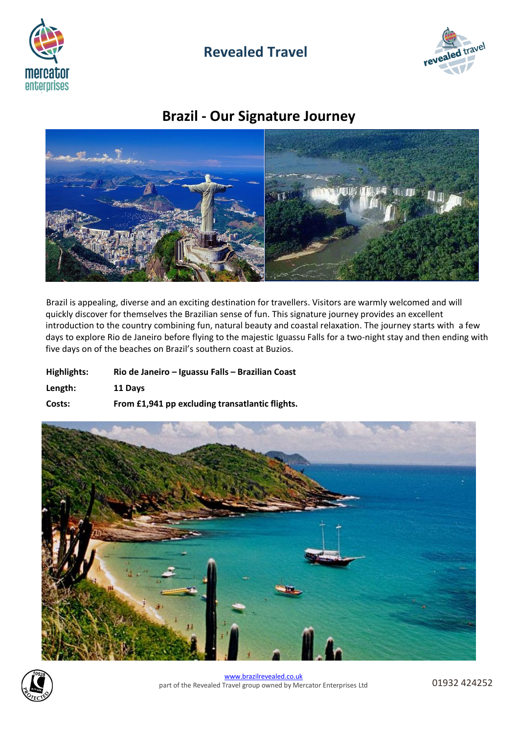# Revealed Travel

## Brazil - Our Signature Journey

Brazil is appealing, diverse and an exciting destination for travellers. Visitors are warmly welcomed and will quickly discover for themselves the Brazilian sense of fun. This signature journey provides an excellent introduction to the country combining fun, natural beauty and coastal relaxation. The journey starts with a few days to explore Rio de Janeiro before flying to the majestic Iguassu Falls for a two-night stay and then ending with five days on of the beaches on Brazil's southern coast at Buzios.

| | |
|---|---|
| **Highlights:** | **Rio de Janeiro – Iguassu Falls – Brazilian Coast** |
| **Length:** | **11 Days** |
| **Costs:** | **From £1,941 pp excluding transatlantic flights.** |

www.brazilrevealed.co.uk
part of the Revealed Travel group owned by Mercator Enterprises Ltd

01932 424252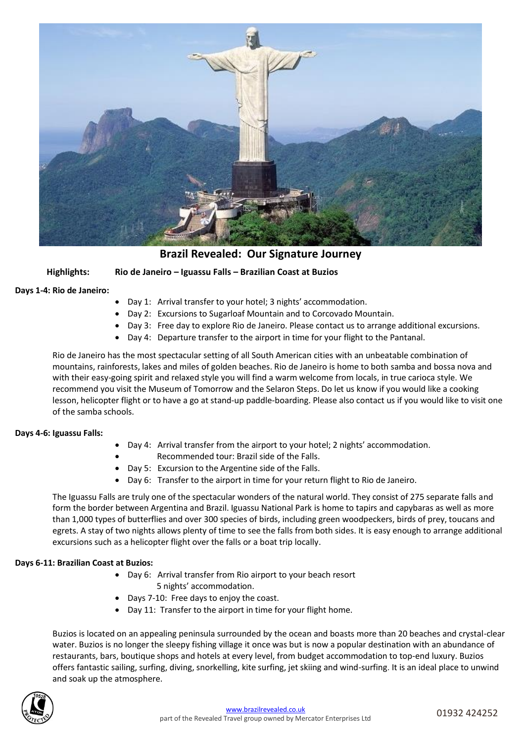# Brazil Revealed: Our Signature Journey

**Highlights:** **Rio de Janeiro – Iguassu Falls – Brazilian Coast at Buzios**

**Days 1-4: Rio de Janeiro:**

- Day 1: Arrival transfer to your hotel; 3 nights' accommodation.
- Day 2: Excursions to Sugarloaf Mountain and to Corcovado Mountain.
- Day 3: Free day to explore Rio de Janeiro. Please contact us to arrange additional excursions.
- Day 4: Departure transfer to the airport in time for your flight to the Pantanal.

Rio de Janeiro has the most spectacular setting of all South American cities with an unbeatable combination of mountains, rainforests, lakes and miles of golden beaches. Rio de Janeiro is home to both samba and bossa nova and with their easy-going spirit and relaxed style you will find a warm welcome from locals, in true carioca style. We recommend you visit the Museum of Tomorrow and the Selaron Steps. Do let us know if you would like a cooking lesson, helicopter flight or to have a go at stand-up paddle-boarding. Please also contact us if you would like to visit one of the samba schools.

**Days 4-6: Iguassu Falls:**

- Day 4: Arrival transfer from the airport to your hotel; 2 nights' accommodation.
- Recommended tour: Brazil side of the Falls.
- Day 5: Excursion to the Argentine side of the Falls.
- Day 6: Transfer to the airport in time for your return flight to Rio de Janeiro.

The Iguassu Falls are truly one of the spectacular wonders of the natural world. They consist of 275 separate falls and form the border between Argentina and Brazil. Iguassu National Park is home to tapirs and capybaras as well as more than 1,000 types of butterflies and over 300 species of birds, including green woodpeckers, birds of prey, toucans and egrets. A stay of two nights allows plenty of time to see the falls from both sides. It is easy enough to arrange additional excursions such as a helicopter flight over the falls or a boat trip locally.

**Days 6-11: Brazilian Coast at Buzios:**

- Day 6: Arrival transfer from Rio airport to your beach resort 5 nights' accommodation.
- Days 7-10: Free days to enjoy the coast.
- Day 11: Transfer to the airport in time for your flight home.

Buzios is located on an appealing peninsula surrounded by the ocean and boasts more than 20 beaches and crystal-clear water. Buzios is no longer the sleepy fishing village it once was but is now a popular destination with an abundance of restaurants, bars, boutique shops and hotels at every level, from budget accommodation to top-end luxury. Buzios offers fantastic sailing, surfing, diving, snorkelling, kite surfing, jet skiing and wind-surfing. It is an ideal place to unwind and soak up the atmosphere.

www.brazilrevealed.co.uk
part of the Revealed Travel group owned by Mercator Enterprises Ltd

01932 424252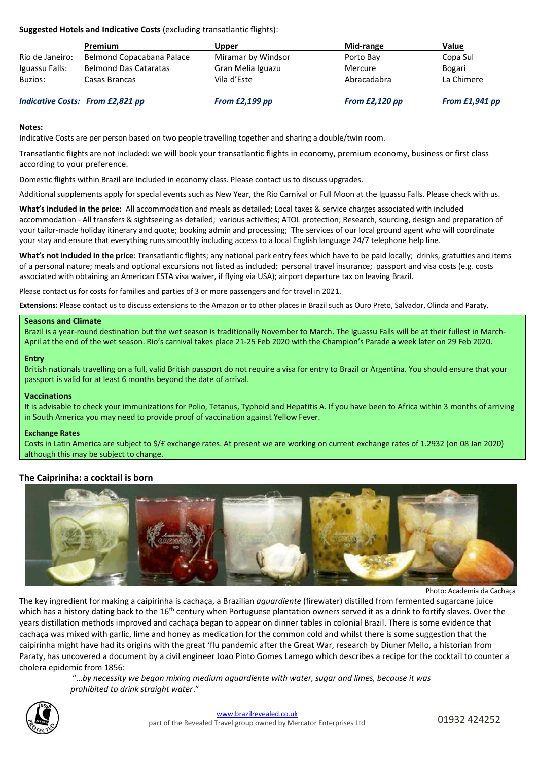**Suggested Hotels and Indicative Costs** (excluding transatlantic flights):

| | Premium | Upper | Mid-range | Value |
|---|---|---|---|---|
| Rio de Janeiro: | Belmond Copacabana Palace | Miramar by Windsor | Porto Bay | Copa Sul |
| Iguassu Falls: | Belmond Das Cataratas | Gran Melia Iguazu | Mercure | Bogari |
| Buzios: | Casas Brancas | Vila d'Este | Abracadabra | La Chimere |
| ***Indicative Costs:*** | ***From £2,821 pp*** | ***From £2,199 pp*** | ***From £2,120 pp*** | ***From £1,941 pp*** |

**Notes:**

Indicative Costs are per person based on two people travelling together and sharing a double/twin room.

Transatlantic flights are not included: we will book your transatlantic flights in economy, premium economy, business or first class according to your preference.

Domestic flights within Brazil are included in economy class. Please contact us to discuss upgrades.

Additional supplements apply for special events such as New Year, the Rio Carnival or Full Moon at the Iguassu Falls. Please check with us.

**What's included in the price:** All accommodation and meals as detailed; Local taxes & service charges associated with included accommodation - All transfers & sightseeing as detailed; various activities; ATOL protection; Research, sourcing, design and preparation of your tailor-made holiday itinerary and quote; booking admin and processing; The services of our local ground agent who will coordinate your stay and ensure that everything runs smoothly including access to a local English language 24/7 telephone help line.

**What's not included in the price**: Transatlantic flights; any national park entry fees which have to be paid locally; drinks, gratuities and items of a personal nature; meals and optional excursions not listed as included; personal travel insurance; passport and visa costs (e.g. costs associated with obtaining an American ESTA visa waiver, if flying via USA); airport departure tax on leaving Brazil.

Please contact us for costs for families and parties of 3 or more passengers and for travel in 2021.

**Extensions:** Please contact us to discuss extensions to the Amazon or to other places in Brazil such as Ouro Preto, Salvador, Olinda and Paraty.

**Seasons and Climate**

Brazil is a year-round destination but the wet season is traditionally November to March. The Iguassu Falls will be at their fullest in March-April at the end of the wet season. Rio's carnival takes place 21-25 Feb 2020 with the Champion's Parade a week later on 29 Feb 2020.

**Entry**

British nationals travelling on a full, valid British passport do not require a visa for entry to Brazil or Argentina. You should ensure that your passport is valid for at least 6 months beyond the date of arrival.

**Vaccinations**

It is advisable to check your immunizations for Polio, Tetanus, Typhoid and Hepatitis A. If you have been to Africa within 3 months of arriving in South America you may need to provide proof of vaccination against Yellow Fever.

**Exchange Rates**

Costs in Latin America are subject to $/£ exchange rates. At present we are working on current exchange rates of 1.2932 (on 08 Jan 2020) although this may be subject to change.

**The Caipriniha: a cocktail is born**

Photo: Academia da Cachaça

The key ingredient for making a caipirinha is cachaça, a Brazilian *aguardiente* (firewater) distilled from fermented sugarcane juice which has a history dating back to the 16th century when Portuguese plantation owners served it as a drink to fortify slaves. Over the years distillation methods improved and cachaça began to appear on dinner tables in colonial Brazil. There is some evidence that cachaça was mixed with garlic, lime and honey as medication for the common cold and whilst there is some suggestion that the caipirinha might have had its origins with the great 'flu pandemic after the Great War, research by Diuner Mello, a historian from Paraty, has uncovered a document by a civil engineer Joao Pinto Gomes Lamego which describes a recipe for the cocktail to counter a cholera epidemic from 1856:

> "*…by necessity we began mixing medium aguardiente with water, sugar and limes, because it was prohibited to drink straight water*."

www.brazilrevealed.co.uk
part of the Revealed Travel group owned by Mercator Enterprises Ltd

01932 424252